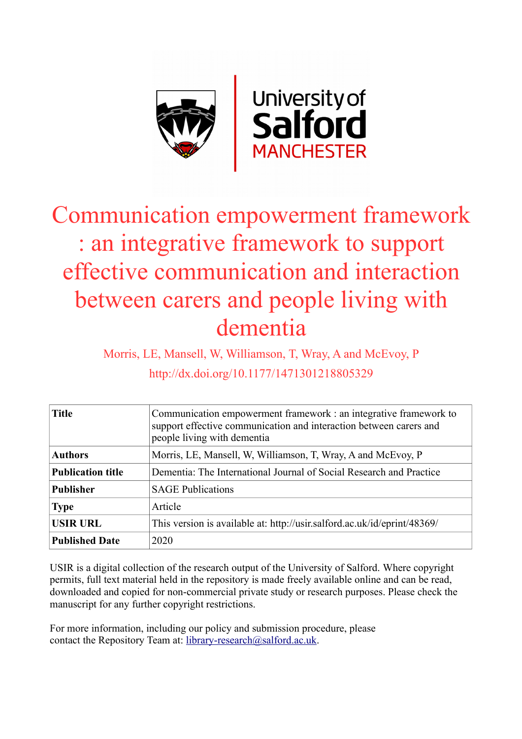# Communication empowerment framework : an integrative framework to support effective communication and interaction between carers and people living with dementia

Morris, LE, Mansell, W, Williamson, T, Wray, A and McEvoy, P

http://dx.doi.org/10.1177/1471301218805329

| **Title** | Communication empowerment framework : an integrative framework to support effective communication and interaction between carers and people living with dementia |
|---|---|
| **Authors** | Morris, LE, Mansell, W, Williamson, T, Wray, A and McEvoy, P |
| **Publication title** | Dementia: The International Journal of Social Research and Practice |
| **Publisher** | SAGE Publications |
| **Type** | Article |
| **USIR URL** | This version is available at: http://usir.salford.ac.uk/id/eprint/48369/ |
| **Published Date** | 2020 |

USIR is a digital collection of the research output of the University of Salford. Where copyright permits, full text material held in the repository is made freely available online and can be read, downloaded and copied for non-commercial private study or research purposes. Please check the manuscript for any further copyright restrictions.

For more information, including our policy and submission procedure, please contact the Repository Team at: library-research@salford.ac.uk.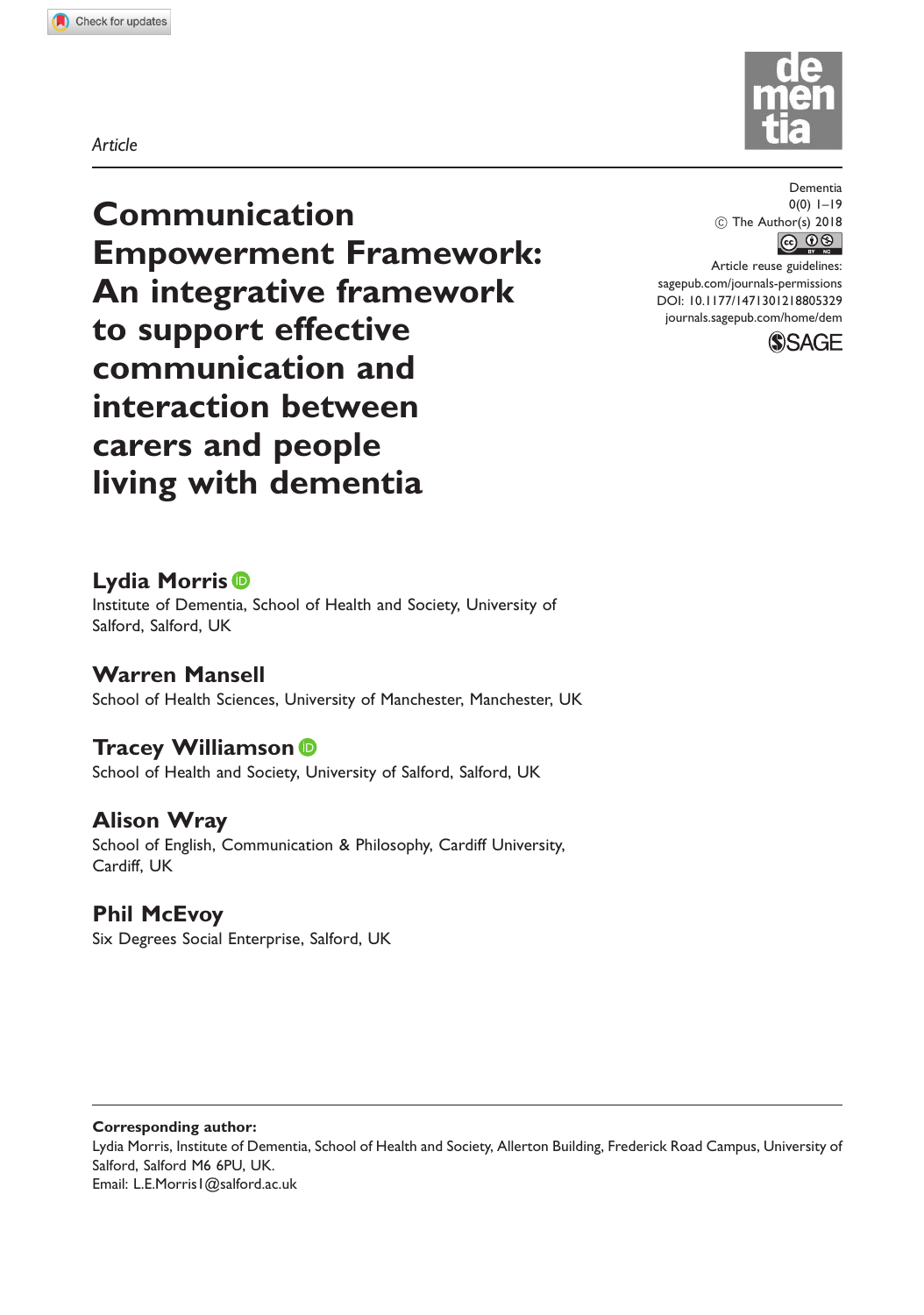Article

# Communication Empowerment Framework: An integrative framework to support effective communication and interaction between carers and people living with dementia

Dementia
© The Author(s) 2018
Article reuse guidelines: sagepub.com/journals-permissions
DOI: 10.1177/1471301218805329
journals.sagepub.com/home/dem

**Lydia Morris**
Institute of Dementia, School of Health and Society, University of Salford, Salford, UK

**Warren Mansell**
School of Health Sciences, University of Manchester, Manchester, UK

**Tracey Williamson**
School of Health and Society, University of Salford, Salford, UK

**Alison Wray**
School of English, Communication & Philosophy, Cardiff University, Cardiff, UK

**Phil McEvoy**
Six Degrees Social Enterprise, Salford, UK

**Corresponding author:**
Lydia Morris, Institute of Dementia, School of Health and Society, Allerton Building, Frederick Road Campus, University of Salford, Salford M6 6PU, UK.
Email: L.E.Morris1@salford.ac.uk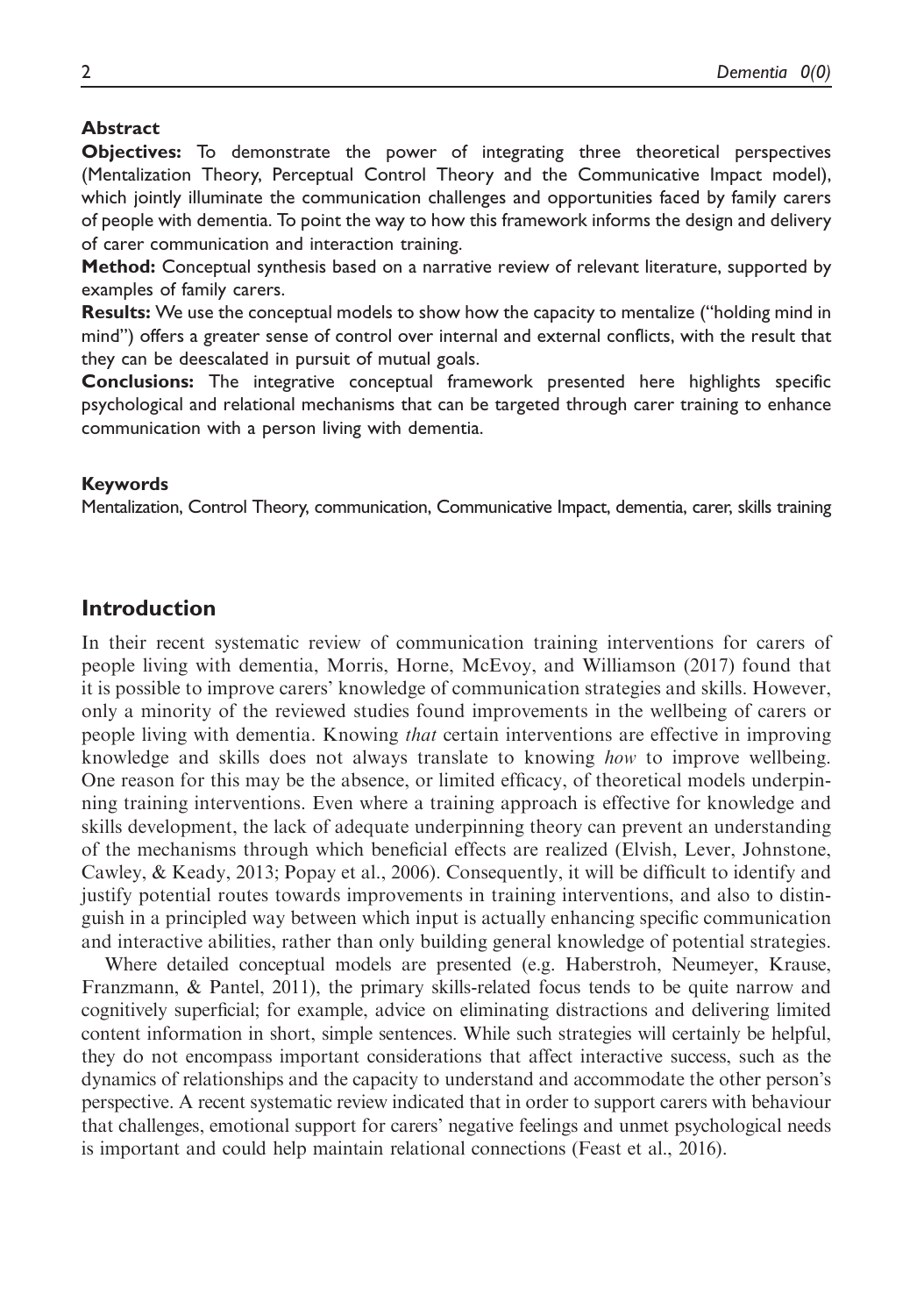### Abstract

**Objectives:** To demonstrate the power of integrating three theoretical perspectives (Mentalization Theory, Perceptual Control Theory and the Communicative Impact model), which jointly illuminate the communication challenges and opportunities faced by family carers of people with dementia. To point the way to how this framework informs the design and delivery of carer communication and interaction training.

**Method:** Conceptual synthesis based on a narrative review of relevant literature, supported by examples of family carers.

**Results:** We use the conceptual models to show how the capacity to mentalize ("holding mind in mind") offers a greater sense of control over internal and external conflicts, with the result that they can be deescalated in pursuit of mutual goals.

**Conclusions:** The integrative conceptual framework presented here highlights specific psychological and relational mechanisms that can be targeted through carer training to enhance communication with a person living with dementia.

### Keywords

Mentalization, Control Theory, communication, Communicative Impact, dementia, carer, skills training

## Introduction

In their recent systematic review of communication training interventions for carers of people living with dementia, Morris, Horne, McEvoy, and Williamson (2017) found that it is possible to improve carers' knowledge of communication strategies and skills. However, only a minority of the reviewed studies found improvements in the wellbeing of carers or people living with dementia. Knowing *that* certain interventions are effective in improving knowledge and skills does not always translate to knowing *how* to improve wellbeing. One reason for this may be the absence, or limited efficacy, of theoretical models underpinning training interventions. Even where a training approach is effective for knowledge and skills development, the lack of adequate underpinning theory can prevent an understanding of the mechanisms through which beneficial effects are realized (Elvish, Lever, Johnstone, Cawley, & Keady, 2013; Popay et al., 2006). Consequently, it will be difficult to identify and justify potential routes towards improvements in training interventions, and also to distinguish in a principled way between which input is actually enhancing specific communication and interactive abilities, rather than only building general knowledge of potential strategies.

Where detailed conceptual models are presented (e.g. Haberstroh, Neumeyer, Krause, Franzmann, & Pantel, 2011), the primary skills-related focus tends to be quite narrow and cognitively superficial; for example, advice on eliminating distractions and delivering limited content information in short, simple sentences. While such strategies will certainly be helpful, they do not encompass important considerations that affect interactive success, such as the dynamics of relationships and the capacity to understand and accommodate the other person's perspective. A recent systematic review indicated that in order to support carers with behaviour that challenges, emotional support for carers' negative feelings and unmet psychological needs is important and could help maintain relational connections (Feast et al., 2016).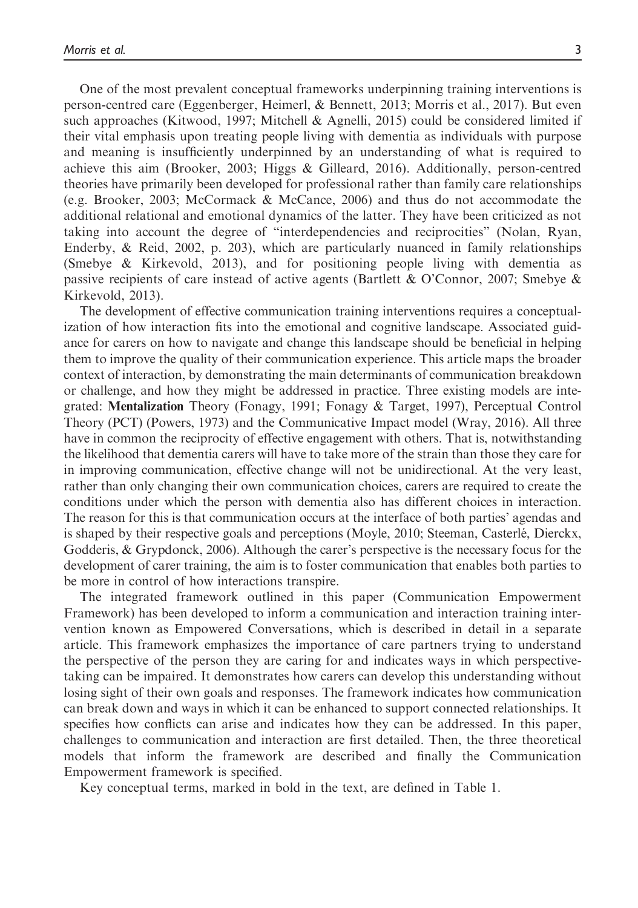One of the most prevalent conceptual frameworks underpinning training interventions is person-centred care (Eggenberger, Heimerl, & Bennett, 2013; Morris et al., 2017). But even such approaches (Kitwood, 1997; Mitchell & Agnelli, 2015) could be considered limited if their vital emphasis upon treating people living with dementia as individuals with purpose and meaning is insufficiently underpinned by an understanding of what is required to achieve this aim (Brooker, 2003; Higgs & Gilleard, 2016). Additionally, person-centred theories have primarily been developed for professional rather than family care relationships (e.g. Brooker, 2003; McCormack & McCance, 2006) and thus do not accommodate the additional relational and emotional dynamics of the latter. They have been criticized as not taking into account the degree of "interdependencies and reciprocities" (Nolan, Ryan, Enderby, & Reid, 2002, p. 203), which are particularly nuanced in family relationships (Smebye & Kirkevold, 2013), and for positioning people living with dementia as passive recipients of care instead of active agents (Bartlett & O'Connor, 2007; Smebye & Kirkevold, 2013).

The development of effective communication training interventions requires a conceptualization of how interaction fits into the emotional and cognitive landscape. Associated guidance for carers on how to navigate and change this landscape should be beneficial in helping them to improve the quality of their communication experience. This article maps the broader context of interaction, by demonstrating the main determinants of communication breakdown or challenge, and how they might be addressed in practice. Three existing models are integrated: **Mentalization** Theory (Fonagy, 1991; Fonagy & Target, 1997), Perceptual Control Theory (PCT) (Powers, 1973) and the Communicative Impact model (Wray, 2016). All three have in common the reciprocity of effective engagement with others. That is, notwithstanding the likelihood that dementia carers will have to take more of the strain than those they care for in improving communication, effective change will not be unidirectional. At the very least, rather than only changing their own communication choices, carers are required to create the conditions under which the person with dementia also has different choices in interaction. The reason for this is that communication occurs at the interface of both parties' agendas and is shaped by their respective goals and perceptions (Moyle, 2010; Steeman, Casterlé, Dierckx, Godderis, & Grypdonck, 2006). Although the carer's perspective is the necessary focus for the development of carer training, the aim is to foster communication that enables both parties to be more in control of how interactions transpire.

The integrated framework outlined in this paper (Communication Empowerment Framework) has been developed to inform a communication and interaction training intervention known as Empowered Conversations, which is described in detail in a separate article. This framework emphasizes the importance of care partners trying to understand the perspective of the person they are caring for and indicates ways in which perspective-taking can be impaired. It demonstrates how carers can develop this understanding without losing sight of their own goals and responses. The framework indicates how communication can break down and ways in which it can be enhanced to support connected relationships. It specifies how conflicts can arise and indicates how they can be addressed. In this paper, challenges to communication and interaction are first detailed. Then, the three theoretical models that inform the framework are described and finally the Communication Empowerment framework is specified.

Key conceptual terms, marked in bold in the text, are defined in Table 1.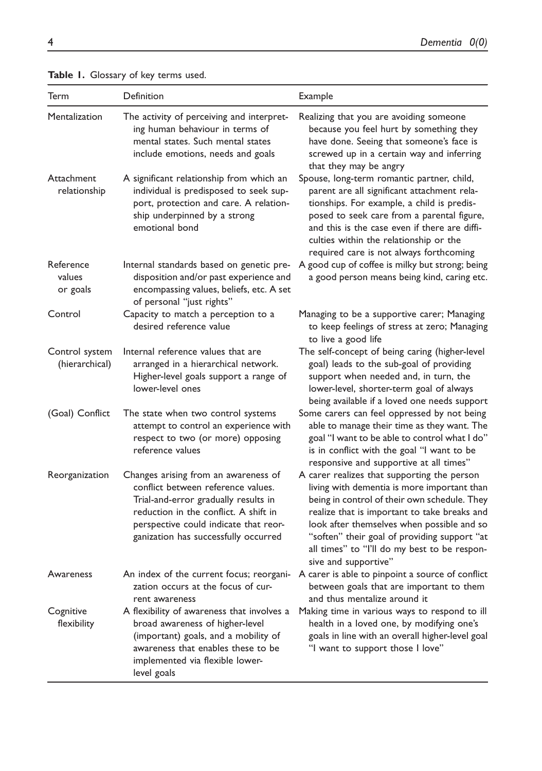**Table 1.** Glossary of key terms used.

| Term | Definition | Example |
|---|---|---|
| Mentalization | The activity of perceiving and interpreting human behaviour in terms of mental states. Such mental states include emotions, needs and goals | Realizing that you are avoiding someone because you feel hurt by something they have done. Seeing that someone's face is screwed up in a certain way and inferring that they may be angry |
| Attachment relationship | A significant relationship from which an individual is predisposed to seek support, protection and care. A relationship underpinned by a strong emotional bond | Spouse, long-term romantic partner, child, parent are all significant attachment relationships. For example, a child is predisposed to seek care from a parental figure, and this is the case even if there are difficulties within the relationship or the required care is not always forthcoming |
| Reference values or goals | Internal standards based on genetic predisposition and/or past experience and encompassing values, beliefs, etc. A set of personal "just rights" | A good cup of coffee is milky but strong; being a good person means being kind, caring etc. |
| Control | Capacity to match a perception to a desired reference value | Managing to be a supportive carer; Managing to keep feelings of stress at zero; Managing to live a good life |
| Control system (hierarchical) | Internal reference values that are arranged in a hierarchical network. Higher-level goals support a range of lower-level ones | The self-concept of being caring (higher-level goal) leads to the sub-goal of providing support when needed and, in turn, the lower-level, shorter-term goal of always being available if a loved one needs support |
| (Goal) Conflict | The state when two control systems attempt to control an experience with respect to two (or more) opposing reference values | Some carers can feel oppressed by not being able to manage their time as they want. The goal "I want to be able to control what I do" is in conflict with the goal "I want to be responsive and supportive at all times" |
| Reorganization | Changes arising from an awareness of conflict between reference values. Trial-and-error gradually results in reduction in the conflict. A shift in perspective could indicate that reorganization has successfully occurred | A carer realizes that supporting the person living with dementia is more important than being in control of their own schedule. They realize that is important to take breaks and look after themselves when possible and so "soften" their goal of providing support "at all times" to "I'll do my best to be responsive and supportive" |
| Awareness | An index of the current focus; reorganization occurs at the focus of current awareness | A carer is able to pinpoint a source of conflict between goals that are important to them and thus mentalize around it |
| Cognitive flexibility | A flexibility of awareness that involves a broad awareness of higher-level (important) goals, and a mobility of awareness that enables these to be implemented via flexible lower-level goals | Making time in various ways to respond to ill health in a loved one, by modifying one's goals in line with an overall higher-level goal "I want to support those I love" |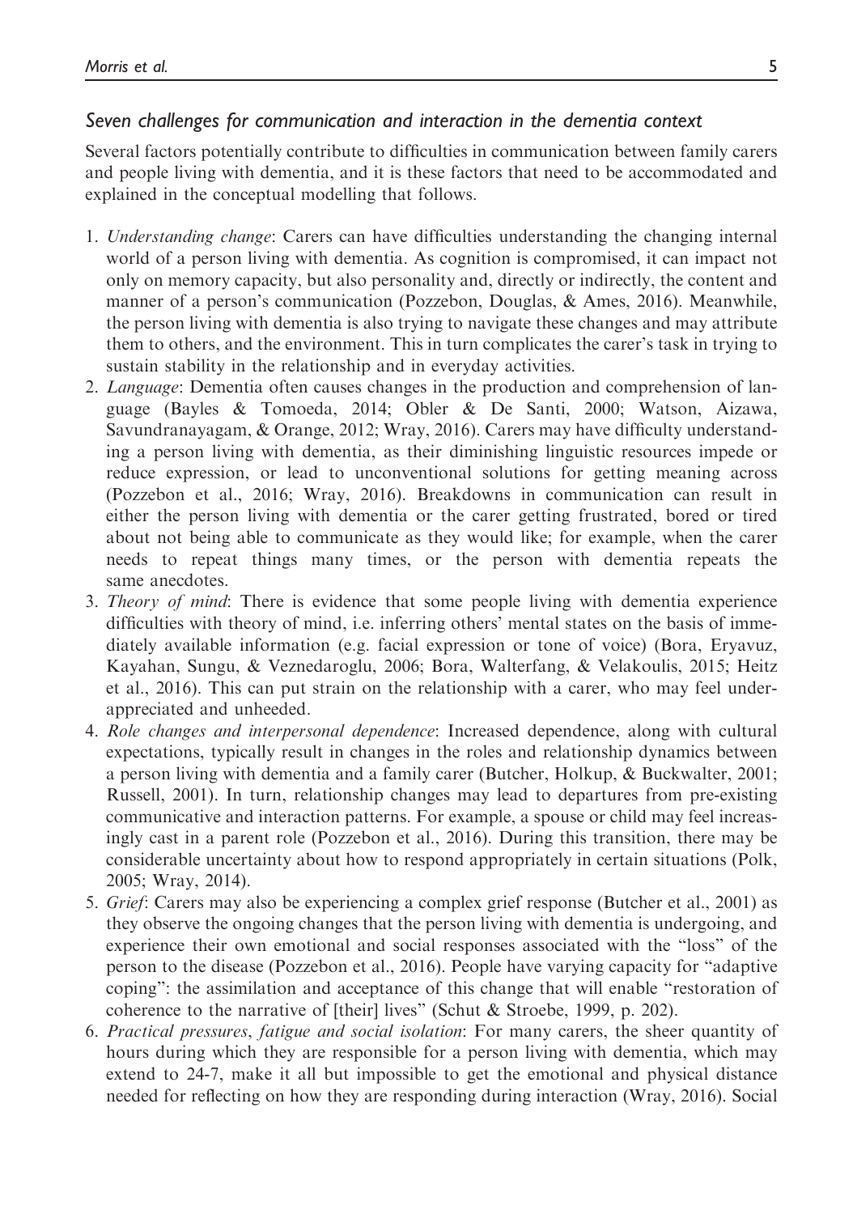### *Seven challenges for communication and interaction in the dementia context*

Several factors potentially contribute to difficulties in communication between family carers and people living with dementia, and it is these factors that need to be accommodated and explained in the conceptual modelling that follows.

1. *Understanding change*: Carers can have difficulties understanding the changing internal world of a person living with dementia. As cognition is compromised, it can impact not only on memory capacity, but also personality and, directly or indirectly, the content and manner of a person's communication (Pozzebon, Douglas, & Ames, 2016). Meanwhile, the person living with dementia is also trying to navigate these changes and may attribute them to others, and the environment. This in turn complicates the carer's task in trying to sustain stability in the relationship and in everyday activities.
2. *Language*: Dementia often causes changes in the production and comprehension of language (Bayles & Tomoeda, 2014; Obler & De Santi, 2000; Watson, Aizawa, Savundranayagam, & Orange, 2012; Wray, 2016). Carers may have difficulty understanding a person living with dementia, as their diminishing linguistic resources impede or reduce expression, or lead to unconventional solutions for getting meaning across (Pozzebon et al., 2016; Wray, 2016). Breakdowns in communication can result in either the person living with dementia or the carer getting frustrated, bored or tired about not being able to communicate as they would like; for example, when the carer needs to repeat things many times, or the person with dementia repeats the same anecdotes.
3. *Theory of mind*: There is evidence that some people living with dementia experience difficulties with theory of mind, i.e. inferring others' mental states on the basis of immediately available information (e.g. facial expression or tone of voice) (Bora, Eryavuz, Kayahan, Sungu, & Veznedaroglu, 2006; Bora, Walterfang, & Velakoulis, 2015; Heitz et al., 2016). This can put strain on the relationship with a carer, who may feel under-appreciated and unheeded.
4. *Role changes and interpersonal dependence*: Increased dependence, along with cultural expectations, typically result in changes in the roles and relationship dynamics between a person living with dementia and a family carer (Butcher, Holkup, & Buckwalter, 2001; Russell, 2001). In turn, relationship changes may lead to departures from pre-existing communicative and interaction patterns. For example, a spouse or child may feel increasingly cast in a parent role (Pozzebon et al., 2016). During this transition, there may be considerable uncertainty about how to respond appropriately in certain situations (Polk, 2005; Wray, 2014).
5. *Grief*: Carers may also be experiencing a complex grief response (Butcher et al., 2001) as they observe the ongoing changes that the person living with dementia is undergoing, and experience their own emotional and social responses associated with the "loss" of the person to the disease (Pozzebon et al., 2016). People have varying capacity for "adaptive coping": the assimilation and acceptance of this change that will enable "restoration of coherence to the narrative of [their] lives" (Schut & Stroebe, 1999, p. 202).
6. *Practical pressures, fatigue and social isolation*: For many carers, the sheer quantity of hours during which they are responsible for a person living with dementia, which may extend to 24-7, make it all but impossible to get the emotional and physical distance needed for reflecting on how they are responding during interaction (Wray, 2016). Social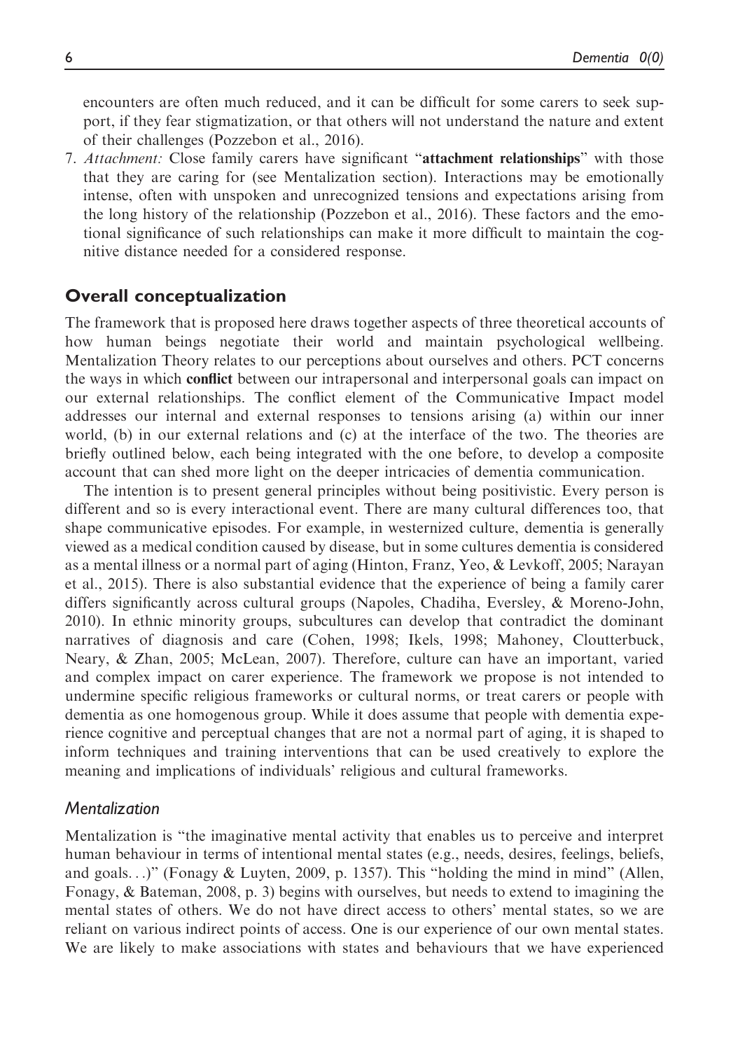encounters are often much reduced, and it can be difficult for some carers to seek support, if they fear stigmatization, or that others will not understand the nature and extent of their challenges (Pozzebon et al., 2016).

7. *Attachment:* Close family carers have significant "**attachment relationships**" with those that they are caring for (see Mentalization section). Interactions may be emotionally intense, often with unspoken and unrecognized tensions and expectations arising from the long history of the relationship (Pozzebon et al., 2016). These factors and the emotional significance of such relationships can make it more difficult to maintain the cognitive distance needed for a considered response.

## Overall conceptualization

The framework that is proposed here draws together aspects of three theoretical accounts of how human beings negotiate their world and maintain psychological wellbeing. Mentalization Theory relates to our perceptions about ourselves and others. PCT concerns the ways in which **conflict** between our intrapersonal and interpersonal goals can impact on our external relationships. The conflict element of the Communicative Impact model addresses our internal and external responses to tensions arising (a) within our inner world, (b) in our external relations and (c) at the interface of the two. The theories are briefly outlined below, each being integrated with the one before, to develop a composite account that can shed more light on the deeper intricacies of dementia communication.

The intention is to present general principles without being positivistic. Every person is different and so is every interactional event. There are many cultural differences too, that shape communicative episodes. For example, in westernized culture, dementia is generally viewed as a medical condition caused by disease, but in some cultures dementia is considered as a mental illness or a normal part of aging (Hinton, Franz, Yeo, & Levkoff, 2005; Narayan et al., 2015). There is also substantial evidence that the experience of being a family carer differs significantly across cultural groups (Napoles, Chadiha, Eversley, & Moreno-John, 2010). In ethnic minority groups, subcultures can develop that contradict the dominant narratives of diagnosis and care (Cohen, 1998; Ikels, 1998; Mahoney, Cloutterbuck, Neary, & Zhan, 2005; McLean, 2007). Therefore, culture can have an important, varied and complex impact on carer experience. The framework we propose is not intended to undermine specific religious frameworks or cultural norms, or treat carers or people with dementia as one homogenous group. While it does assume that people with dementia experience cognitive and perceptual changes that are not a normal part of aging, it is shaped to inform techniques and training interventions that can be used creatively to explore the meaning and implications of individuals' religious and cultural frameworks.

### *Mentalization*

Mentalization is "the imaginative mental activity that enables us to perceive and interpret human behaviour in terms of intentional mental states (e.g., needs, desires, feelings, beliefs, and goals...)" (Fonagy & Luyten, 2009, p. 1357). This "holding the mind in mind" (Allen, Fonagy, & Bateman, 2008, p. 3) begins with ourselves, but needs to extend to imagining the mental states of others. We do not have direct access to others' mental states, so we are reliant on various indirect points of access. One is our experience of our own mental states. We are likely to make associations with states and behaviours that we have experienced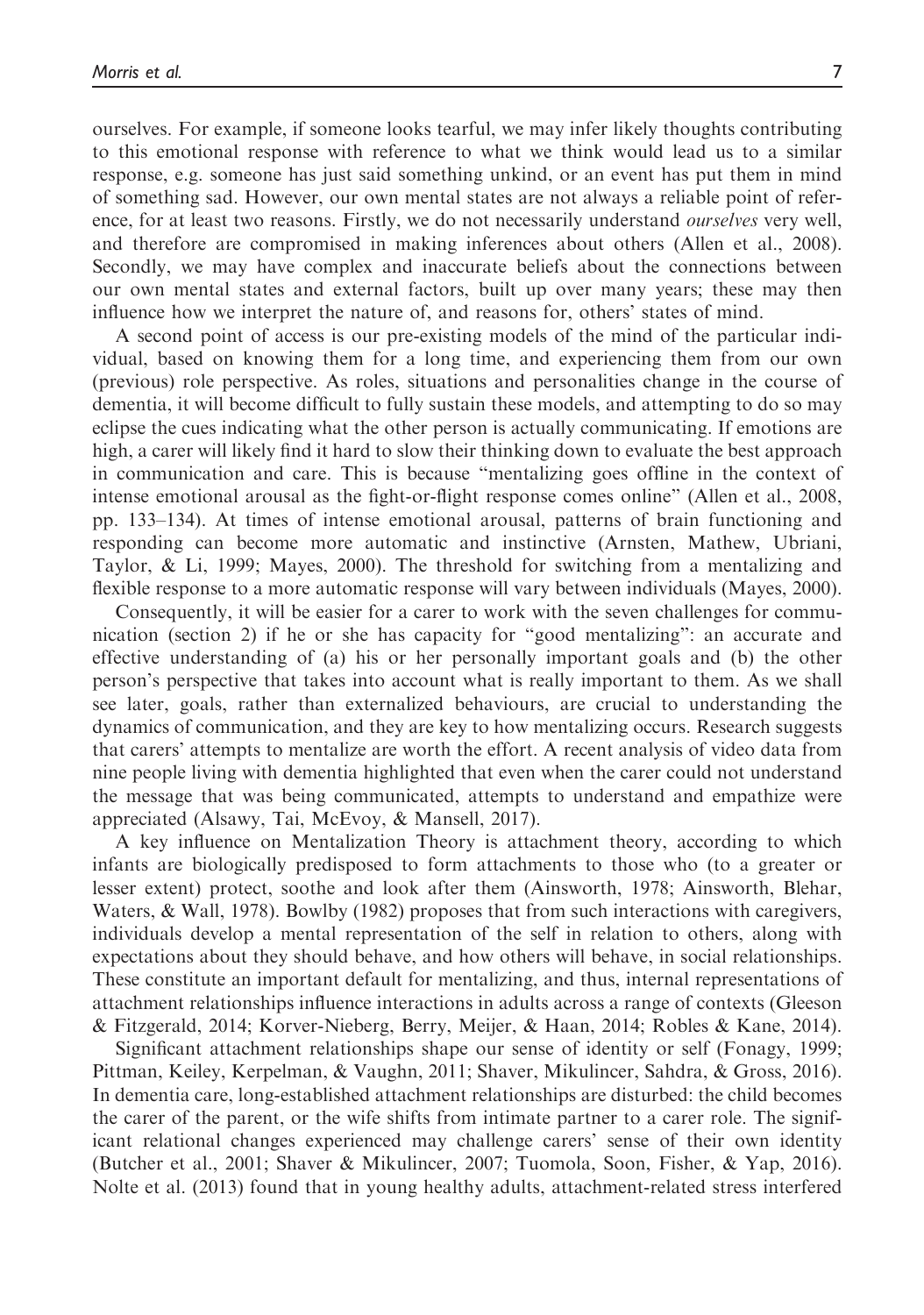ourselves. For example, if someone looks tearful, we may infer likely thoughts contributing to this emotional response with reference to what we think would lead us to a similar response, e.g. someone has just said something unkind, or an event has put them in mind of something sad. However, our own mental states are not always a reliable point of reference, for at least two reasons. Firstly, we do not necessarily understand *ourselves* very well, and therefore are compromised in making inferences about others (Allen et al., 2008). Secondly, we may have complex and inaccurate beliefs about the connections between our own mental states and external factors, built up over many years; these may then influence how we interpret the nature of, and reasons for, others' states of mind.

A second point of access is our pre-existing models of the mind of the particular individual, based on knowing them for a long time, and experiencing them from our own (previous) role perspective. As roles, situations and personalities change in the course of dementia, it will become difficult to fully sustain these models, and attempting to do so may eclipse the cues indicating what the other person is actually communicating. If emotions are high, a carer will likely find it hard to slow their thinking down to evaluate the best approach in communication and care. This is because "mentalizing goes offline in the context of intense emotional arousal as the fight-or-flight response comes online" (Allen et al., 2008, pp. 133–134). At times of intense emotional arousal, patterns of brain functioning and responding can become more automatic and instinctive (Arnsten, Mathew, Ubriani, Taylor, & Li, 1999; Mayes, 2000). The threshold for switching from a mentalizing and flexible response to a more automatic response will vary between individuals (Mayes, 2000).

Consequently, it will be easier for a carer to work with the seven challenges for communication (section 2) if he or she has capacity for "good mentalizing": an accurate and effective understanding of (a) his or her personally important goals and (b) the other person's perspective that takes into account what is really important to them. As we shall see later, goals, rather than externalized behaviours, are crucial to understanding the dynamics of communication, and they are key to how mentalizing occurs. Research suggests that carers' attempts to mentalize are worth the effort. A recent analysis of video data from nine people living with dementia highlighted that even when the carer could not understand the message that was being communicated, attempts to understand and empathize were appreciated (Alsawy, Tai, McEvoy, & Mansell, 2017).

A key influence on Mentalization Theory is attachment theory, according to which infants are biologically predisposed to form attachments to those who (to a greater or lesser extent) protect, soothe and look after them (Ainsworth, 1978; Ainsworth, Blehar, Waters, & Wall, 1978). Bowlby (1982) proposes that from such interactions with caregivers, individuals develop a mental representation of the self in relation to others, along with expectations about they should behave, and how others will behave, in social relationships. These constitute an important default for mentalizing, and thus, internal representations of attachment relationships influence interactions in adults across a range of contexts (Gleeson & Fitzgerald, 2014; Korver-Nieberg, Berry, Meijer, & Haan, 2014; Robles & Kane, 2014).

Significant attachment relationships shape our sense of identity or self (Fonagy, 1999; Pittman, Keiley, Kerpelman, & Vaughn, 2011; Shaver, Mikulincer, Sahdra, & Gross, 2016). In dementia care, long-established attachment relationships are disturbed: the child becomes the carer of the parent, or the wife shifts from intimate partner to a carer role. The significant relational changes experienced may challenge carers' sense of their own identity (Butcher et al., 2001; Shaver & Mikulincer, 2007; Tuomola, Soon, Fisher, & Yap, 2016). Nolte et al. (2013) found that in young healthy adults, attachment-related stress interfered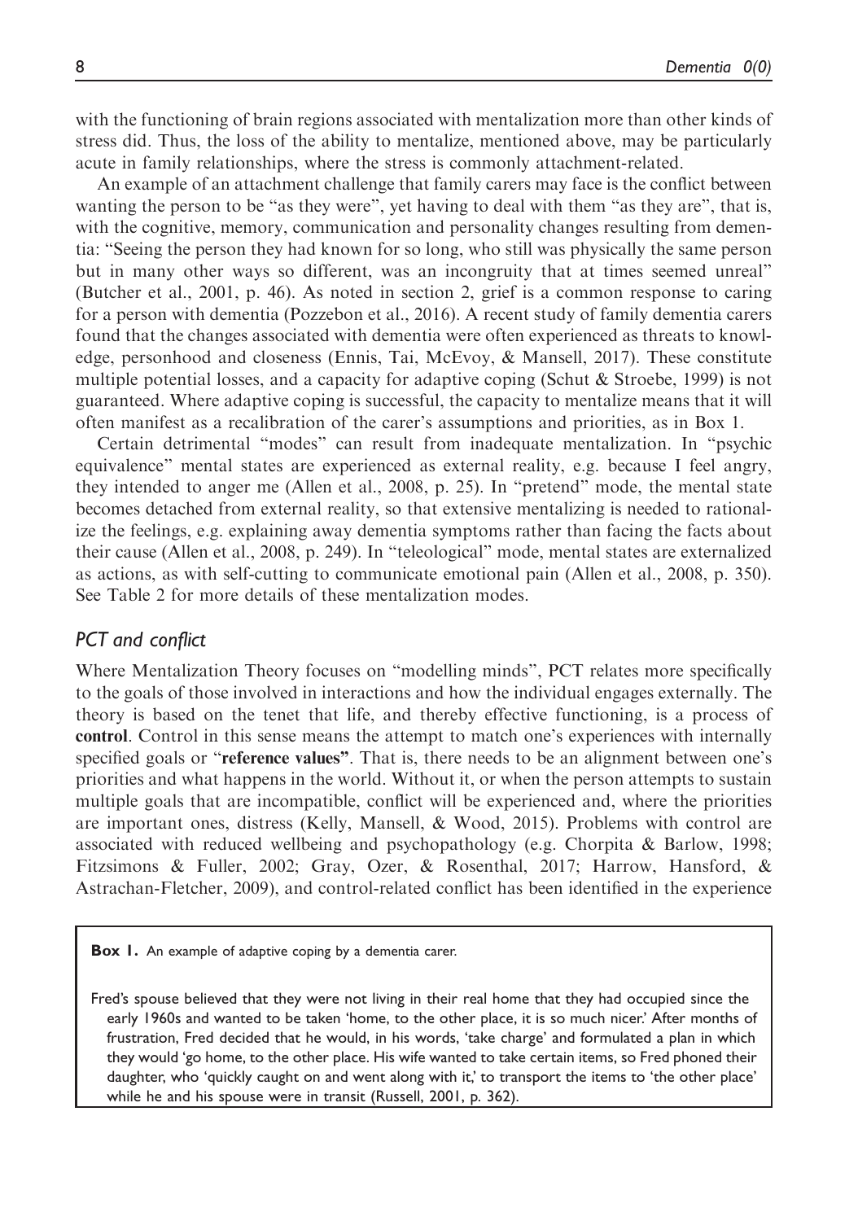with the functioning of brain regions associated with mentalization more than other kinds of stress did. Thus, the loss of the ability to mentalize, mentioned above, may be particularly acute in family relationships, where the stress is commonly attachment-related.

An example of an attachment challenge that family carers may face is the conflict between wanting the person to be "as they were", yet having to deal with them "as they are", that is, with the cognitive, memory, communication and personality changes resulting from dementia: "Seeing the person they had known for so long, who still was physically the same person but in many other ways so different, was an incongruity that at times seemed unreal" (Butcher et al., 2001, p. 46). As noted in section 2, grief is a common response to caring for a person with dementia (Pozzebon et al., 2016). A recent study of family dementia carers found that the changes associated with dementia were often experienced as threats to knowledge, personhood and closeness (Ennis, Tai, McEvoy, & Mansell, 2017). These constitute multiple potential losses, and a capacity for adaptive coping (Schut & Stroebe, 1999) is not guaranteed. Where adaptive coping is successful, the capacity to mentalize means that it will often manifest as a recalibration of the carer's assumptions and priorities, as in Box 1.

Certain detrimental "modes" can result from inadequate mentalization. In "psychic equivalence" mental states are experienced as external reality, e.g. because I feel angry, they intended to anger me (Allen et al., 2008, p. 25). In "pretend" mode, the mental state becomes detached from external reality, so that extensive mentalizing is needed to rationalize the feelings, e.g. explaining away dementia symptoms rather than facing the facts about their cause (Allen et al., 2008, p. 249). In "teleological" mode, mental states are externalized as actions, as with self-cutting to communicate emotional pain (Allen et al., 2008, p. 350). See Table 2 for more details of these mentalization modes.

### *PCT and conflict*

Where Mentalization Theory focuses on "modelling minds", PCT relates more specifically to the goals of those involved in interactions and how the individual engages externally. The theory is based on the tenet that life, and thereby effective functioning, is a process of **control**. Control in this sense means the attempt to match one's experiences with internally specified goals or "**reference values**". That is, there needs to be an alignment between one's priorities and what happens in the world. Without it, or when the person attempts to sustain multiple goals that are incompatible, conflict will be experienced and, where the priorities are important ones, distress (Kelly, Mansell, & Wood, 2015). Problems with control are associated with reduced wellbeing and psychopathology (e.g. Chorpita & Barlow, 1998; Fitzsimons & Fuller, 2002; Gray, Ozer, & Rosenthal, 2017; Harrow, Hansford, & Astrachan-Fletcher, 2009), and control-related conflict has been identified in the experience

**Box 1.** An example of adaptive coping by a dementia carer.

Fred's spouse believed that they were not living in their real home that they had occupied since the early 1960s and wanted to be taken 'home, to the other place, it is so much nicer.' After months of frustration, Fred decided that he would, in his words, 'take charge' and formulated a plan in which they would 'go home, to the other place. His wife wanted to take certain items, so Fred phoned their daughter, who 'quickly caught on and went along with it,' to transport the items to 'the other place' while he and his spouse were in transit (Russell, 2001, p. 362).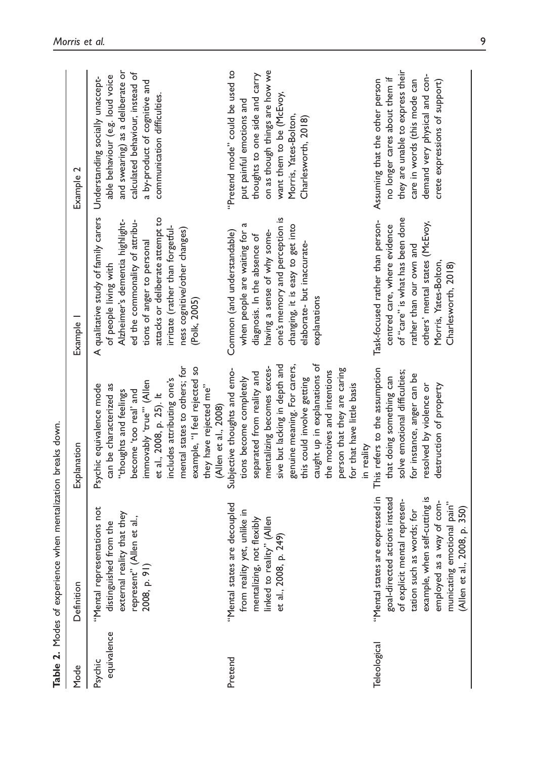**Table 2.** Modes of experience when mentalization breaks down.

| Mode | Definition | Explanation | Example 1 | Example 2 |
| --- | --- | --- | --- | --- |
| Psychic equivalence | "Mental representations not distinguished from the external reality that they represent" (Allen et al., 2008, p. 91) | Psychic equivalence mode can be characterized as "thoughts and feelings become 'too real' and immovably 'true'" (Allen et al., 2008, p. 25). It includes attributing one's mental states to others; for example, "I feel rejected so they have rejected me" (Allen et al., 2008) | A qualitative study of family carers of people living with Alzheimer's dementia highlighted the commonality of attributions of anger to personal attacks or deliberate attempt to irritate (rather than forgetfulness cognitive/other changes) (Polk, 2005) | Understanding socially unacceptable behaviour (e.g. loud voice and swearing) as a deliberate or calculated behaviour, instead of a by-product of cognitive and communication difficulties. |
| Pretend | "Mental states are decoupled from reality yet, unlike in mentalizing, not flexibly linked to reality" (Allen et al., 2008, p. 249) | Subjective thoughts and emotions become completely separated from reality and mentalizing becomes excessive but lacking in depth and genuine meaning. For carers, this could involve getting caught up in explanations of the motives and intentions person that they are caring for that have little basis in reality | Common (and understandable) when people are waiting for a diagnosis. In the absence of having a sense of why someone's memory and perception is changing, it is easy to get into elaborate- but inaccurate-explanations | "Pretend mode" could be used to put painful emotions and thoughts to one side and carry on as though things are how we want them to be (McEvoy, Morris, Yates-Bolton, Charlesworth, 2018) |
| Teleological | "Mental states are expressed in goal-directed actions instead of explicit mental representation such as words; for example, when self-cutting is employed as a way of communicating emotional pain" (Allen et al., 2008, p. 350) | This refers to the assumption that doing something can solve emotional difficulties; for instance, anger can be resolved by violence or destruction of property | Task-focused rather than person-centred care, where evidence of "care" is what has been done rather than our own and others' mental states (McEvoy, Morris, Yates-Bolton, Charlesworth, 2018) | Assuming that the other person no longer cares about them if they are unable to express their care in words (this mode can demand very physical and concrete expressions of support) |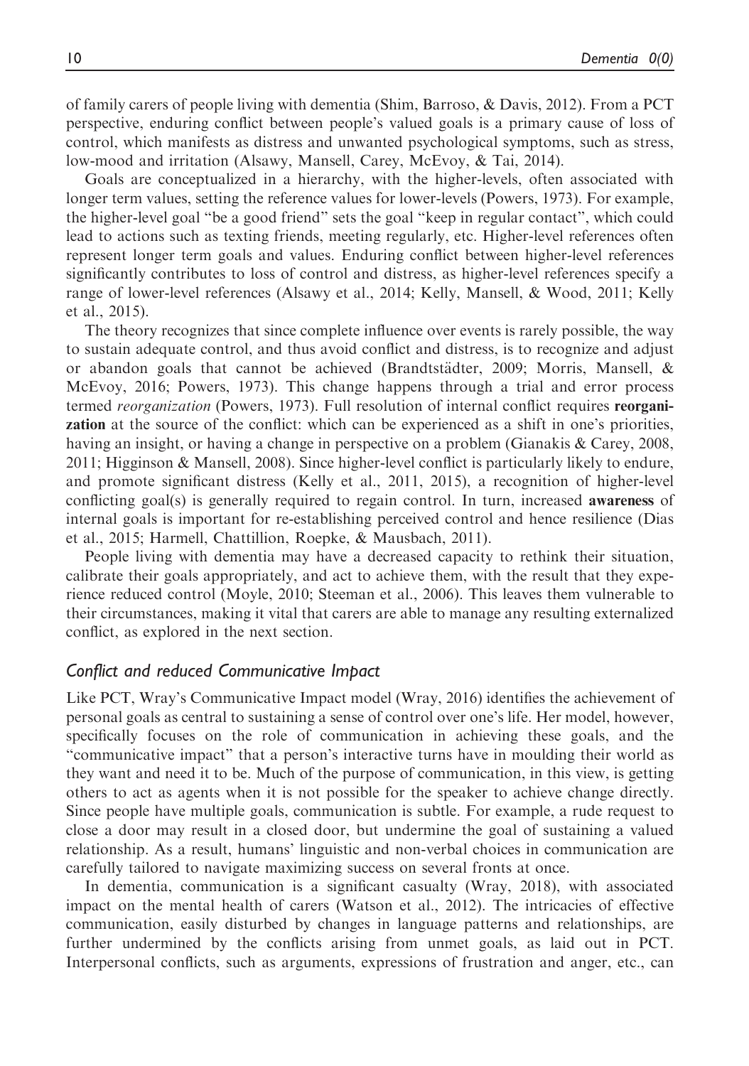of family carers of people living with dementia (Shim, Barroso, & Davis, 2012). From a PCT perspective, enduring conflict between people's valued goals is a primary cause of loss of control, which manifests as distress and unwanted psychological symptoms, such as stress, low-mood and irritation (Alsawy, Mansell, Carey, McEvoy, & Tai, 2014).

Goals are conceptualized in a hierarchy, with the higher-levels, often associated with longer term values, setting the reference values for lower-levels (Powers, 1973). For example, the higher-level goal "be a good friend" sets the goal "keep in regular contact", which could lead to actions such as texting friends, meeting regularly, etc. Higher-level references often represent longer term goals and values. Enduring conflict between higher-level references significantly contributes to loss of control and distress, as higher-level references specify a range of lower-level references (Alsawy et al., 2014; Kelly, Mansell, & Wood, 2011; Kelly et al., 2015).

The theory recognizes that since complete influence over events is rarely possible, the way to sustain adequate control, and thus avoid conflict and distress, is to recognize and adjust or abandon goals that cannot be achieved (Brandtstädter, 2009; Morris, Mansell, & McEvoy, 2016; Powers, 1973). This change happens through a trial and error process termed *reorganization* (Powers, 1973). Full resolution of internal conflict requires **reorganization** at the source of the conflict: which can be experienced as a shift in one's priorities, having an insight, or having a change in perspective on a problem (Gianakis & Carey, 2008, 2011; Higginson & Mansell, 2008). Since higher-level conflict is particularly likely to endure, and promote significant distress (Kelly et al., 2011, 2015), a recognition of higher-level conflicting goal(s) is generally required to regain control. In turn, increased **awareness** of internal goals is important for re-establishing perceived control and hence resilience (Dias et al., 2015; Harmell, Chattillion, Roepke, & Mausbach, 2011).

People living with dementia may have a decreased capacity to rethink their situation, calibrate their goals appropriately, and act to achieve them, with the result that they experience reduced control (Moyle, 2010; Steeman et al., 2006). This leaves them vulnerable to their circumstances, making it vital that carers are able to manage any resulting externalized conflict, as explored in the next section.

### *Conflict and reduced Communicative Impact*

Like PCT, Wray's Communicative Impact model (Wray, 2016) identifies the achievement of personal goals as central to sustaining a sense of control over one's life. Her model, however, specifically focuses on the role of communication in achieving these goals, and the "communicative impact" that a person's interactive turns have in moulding their world as they want and need it to be. Much of the purpose of communication, in this view, is getting others to act as agents when it is not possible for the speaker to achieve change directly. Since people have multiple goals, communication is subtle. For example, a rude request to close a door may result in a closed door, but undermine the goal of sustaining a valued relationship. As a result, humans' linguistic and non-verbal choices in communication are carefully tailored to navigate maximizing success on several fronts at once.

In dementia, communication is a significant casualty (Wray, 2018), with associated impact on the mental health of carers (Watson et al., 2012). The intricacies of effective communication, easily disturbed by changes in language patterns and relationships, are further undermined by the conflicts arising from unmet goals, as laid out in PCT. Interpersonal conflicts, such as arguments, expressions of frustration and anger, etc., can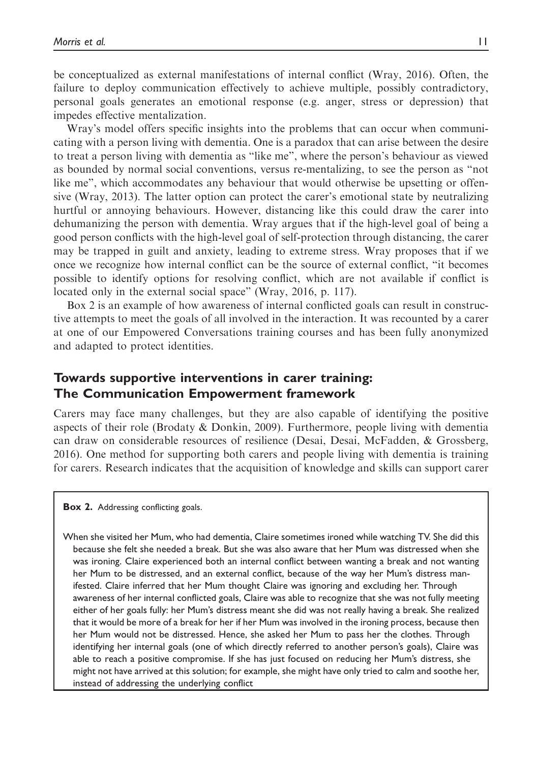be conceptualized as external manifestations of internal conflict (Wray, 2016). Often, the failure to deploy communication effectively to achieve multiple, possibly contradictory, personal goals generates an emotional response (e.g. anger, stress or depression) that impedes effective mentalization.

Wray's model offers specific insights into the problems that can occur when communicating with a person living with dementia. One is a paradox that can arise between the desire to treat a person living with dementia as "like me", where the person's behaviour as viewed as bounded by normal social conventions, versus re-mentalizing, to see the person as "not like me", which accommodates any behaviour that would otherwise be upsetting or offensive (Wray, 2013). The latter option can protect the carer's emotional state by neutralizing hurtful or annoying behaviours. However, distancing like this could draw the carer into dehumanizing the person with dementia. Wray argues that if the high-level goal of being a good person conflicts with the high-level goal of self-protection through distancing, the carer may be trapped in guilt and anxiety, leading to extreme stress. Wray proposes that if we once we recognize how internal conflict can be the source of external conflict, "it becomes possible to identify options for resolving conflict, which are not available if conflict is located only in the external social space" (Wray, 2016, p. 117).

Box 2 is an example of how awareness of internal conflicted goals can result in constructive attempts to meet the goals of all involved in the interaction. It was recounted by a carer at one of our Empowered Conversations training courses and has been fully anonymized and adapted to protect identities.

## Towards supportive interventions in carer training: The Communication Empowerment framework

Carers may face many challenges, but they are also capable of identifying the positive aspects of their role (Brodaty & Donkin, 2009). Furthermore, people living with dementia can draw on considerable resources of resilience (Desai, Desai, McFadden, & Grossberg, 2016). One method for supporting both carers and people living with dementia is training for carers. Research indicates that the acquisition of knowledge and skills can support carer

**Box 2.** Addressing conflicting goals.

When she visited her Mum, who had dementia, Claire sometimes ironed while watching TV. She did this because she felt she needed a break. But she was also aware that her Mum was distressed when she was ironing. Claire experienced both an internal conflict between wanting a break and not wanting her Mum to be distressed, and an external conflict, because of the way her Mum's distress manifested. Claire inferred that her Mum thought Claire was ignoring and excluding her. Through awareness of her internal conflicted goals, Claire was able to recognize that she was not fully meeting either of her goals fully: her Mum's distress meant she did was not really having a break. She realized that it would be more of a break for her if her Mum was involved in the ironing process, because then her Mum would not be distressed. Hence, she asked her Mum to pass her the clothes. Through identifying her internal goals (one of which directly referred to another person's goals), Claire was able to reach a positive compromise. If she has just focused on reducing her Mum's distress, she might not have arrived at this solution; for example, she might have only tried to calm and soothe her, instead of addressing the underlying conflict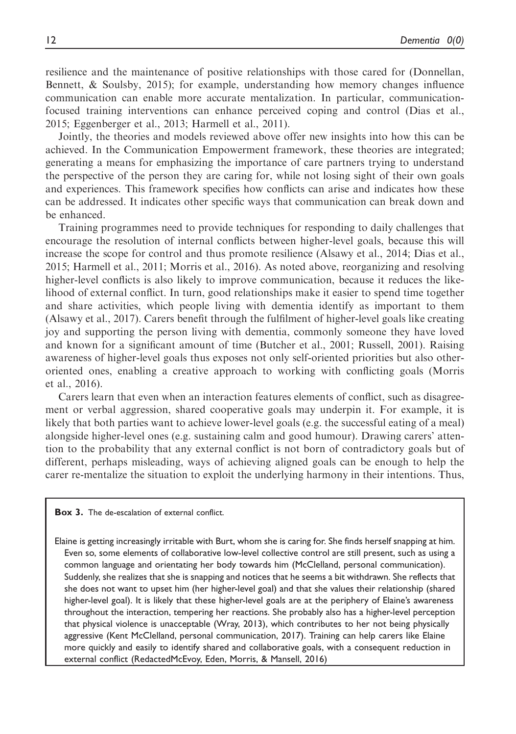resilience and the maintenance of positive relationships with those cared for (Donnellan, Bennett, & Soulsby, 2015); for example, understanding how memory changes influence communication can enable more accurate mentalization. In particular, communication-focused training interventions can enhance perceived coping and control (Dias et al., 2015; Eggenberger et al., 2013; Harmell et al., 2011).

Jointly, the theories and models reviewed above offer new insights into how this can be achieved. In the Communication Empowerment framework, these theories are integrated; generating a means for emphasizing the importance of care partners trying to understand the perspective of the person they are caring for, while not losing sight of their own goals and experiences. This framework specifies how conflicts can arise and indicates how these can be addressed. It indicates other specific ways that communication can break down and be enhanced.

Training programmes need to provide techniques for responding to daily challenges that encourage the resolution of internal conflicts between higher-level goals, because this will increase the scope for control and thus promote resilience (Alsawy et al., 2014; Dias et al., 2015; Harmell et al., 2011; Morris et al., 2016). As noted above, reorganizing and resolving higher-level conflicts is also likely to improve communication, because it reduces the likelihood of external conflict. In turn, good relationships make it easier to spend time together and share activities, which people living with dementia identify as important to them (Alsawy et al., 2017). Carers benefit through the fulfilment of higher-level goals like creating joy and supporting the person living with dementia, commonly someone they have loved and known for a significant amount of time (Butcher et al., 2001; Russell, 2001). Raising awareness of higher-level goals thus exposes not only self-oriented priorities but also other-oriented ones, enabling a creative approach to working with conflicting goals (Morris et al., 2016).

Carers learn that even when an interaction features elements of conflict, such as disagreement or verbal aggression, shared cooperative goals may underpin it. For example, it is likely that both parties want to achieve lower-level goals (e.g. the successful eating of a meal) alongside higher-level ones (e.g. sustaining calm and good humour). Drawing carers' attention to the probability that any external conflict is not born of contradictory goals but of different, perhaps misleading, ways of achieving aligned goals can be enough to help the carer re-mentalize the situation to exploit the underlying harmony in their intentions. Thus,

**Box 3.** The de-escalation of external conflict.

Elaine is getting increasingly irritable with Burt, whom she is caring for. She finds herself snapping at him. Even so, some elements of collaborative low-level collective control are still present, such as using a common language and orientating her body towards him (McClelland, personal communication). Suddenly, she realizes that she is snapping and notices that he seems a bit withdrawn. She reflects that she does not want to upset him (her higher-level goal) and that she values their relationship (shared higher-level goal). It is likely that these higher-level goals are at the periphery of Elaine's awareness throughout the interaction, tempering her reactions. She probably also has a higher-level perception that physical violence is unacceptable (Wray, 2013), which contributes to her not being physically aggressive (Kent McClelland, personal communication, 2017). Training can help carers like Elaine more quickly and easily to identify shared and collaborative goals, with a consequent reduction in external conflict (RedactedMcEvoy, Eden, Morris, & Mansell, 2016)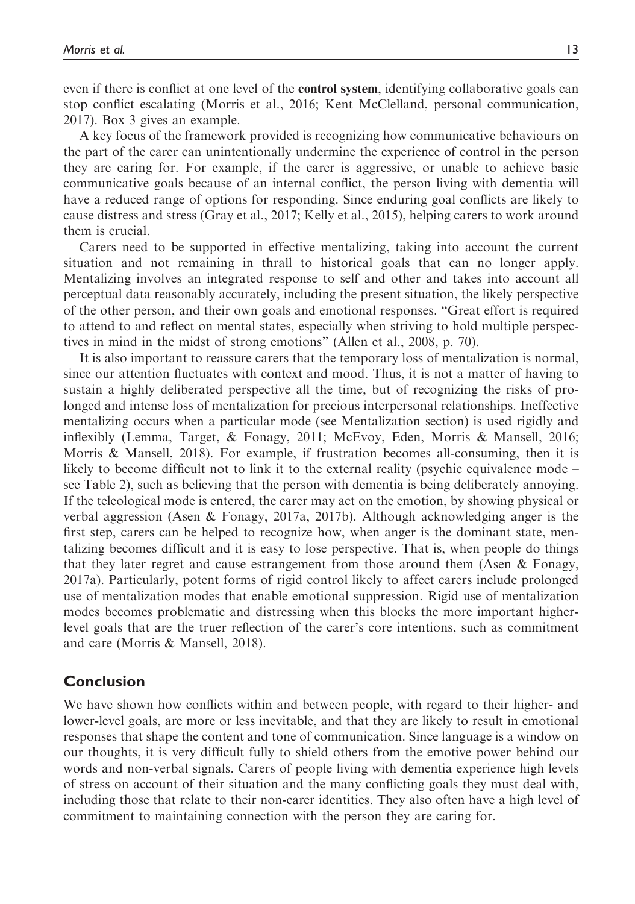even if there is conflict at one level of the **control system**, identifying collaborative goals can stop conflict escalating (Morris et al., 2016; Kent McClelland, personal communication, 2017). Box 3 gives an example.

A key focus of the framework provided is recognizing how communicative behaviours on the part of the carer can unintentionally undermine the experience of control in the person they are caring for. For example, if the carer is aggressive, or unable to achieve basic communicative goals because of an internal conflict, the person living with dementia will have a reduced range of options for responding. Since enduring goal conflicts are likely to cause distress and stress (Gray et al., 2017; Kelly et al., 2015), helping carers to work around them is crucial.

Carers need to be supported in effective mentalizing, taking into account the current situation and not remaining in thrall to historical goals that can no longer apply. Mentalizing involves an integrated response to self and other and takes into account all perceptual data reasonably accurately, including the present situation, the likely perspective of the other person, and their own goals and emotional responses. "Great effort is required to attend to and reflect on mental states, especially when striving to hold multiple perspectives in mind in the midst of strong emotions" (Allen et al., 2008, p. 70).

It is also important to reassure carers that the temporary loss of mentalization is normal, since our attention fluctuates with context and mood. Thus, it is not a matter of having to sustain a highly deliberated perspective all the time, but of recognizing the risks of prolonged and intense loss of mentalization for precious interpersonal relationships. Ineffective mentalizing occurs when a particular mode (see Mentalization section) is used rigidly and inflexibly (Lemma, Target, & Fonagy, 2011; McEvoy, Eden, Morris & Mansell, 2016; Morris & Mansell, 2018). For example, if frustration becomes all-consuming, then it is likely to become difficult not to link it to the external reality (psychic equivalence mode – see Table 2), such as believing that the person with dementia is being deliberately annoying. If the teleological mode is entered, the carer may act on the emotion, by showing physical or verbal aggression (Asen & Fonagy, 2017a, 2017b). Although acknowledging anger is the first step, carers can be helped to recognize how, when anger is the dominant state, mentalizing becomes difficult and it is easy to lose perspective. That is, when people do things that they later regret and cause estrangement from those around them (Asen & Fonagy, 2017a). Particularly, potent forms of rigid control likely to affect carers include prolonged use of mentalization modes that enable emotional suppression. Rigid use of mentalization modes becomes problematic and distressing when this blocks the more important higher-level goals that are the truer reflection of the carer's core intentions, such as commitment and care (Morris & Mansell, 2018).

## Conclusion

We have shown how conflicts within and between people, with regard to their higher- and lower-level goals, are more or less inevitable, and that they are likely to result in emotional responses that shape the content and tone of communication. Since language is a window on our thoughts, it is very difficult fully to shield others from the emotive power behind our words and non-verbal signals. Carers of people living with dementia experience high levels of stress on account of their situation and the many conflicting goals they must deal with, including those that relate to their non-carer identities. They also often have a high level of commitment to maintaining connection with the person they are caring for.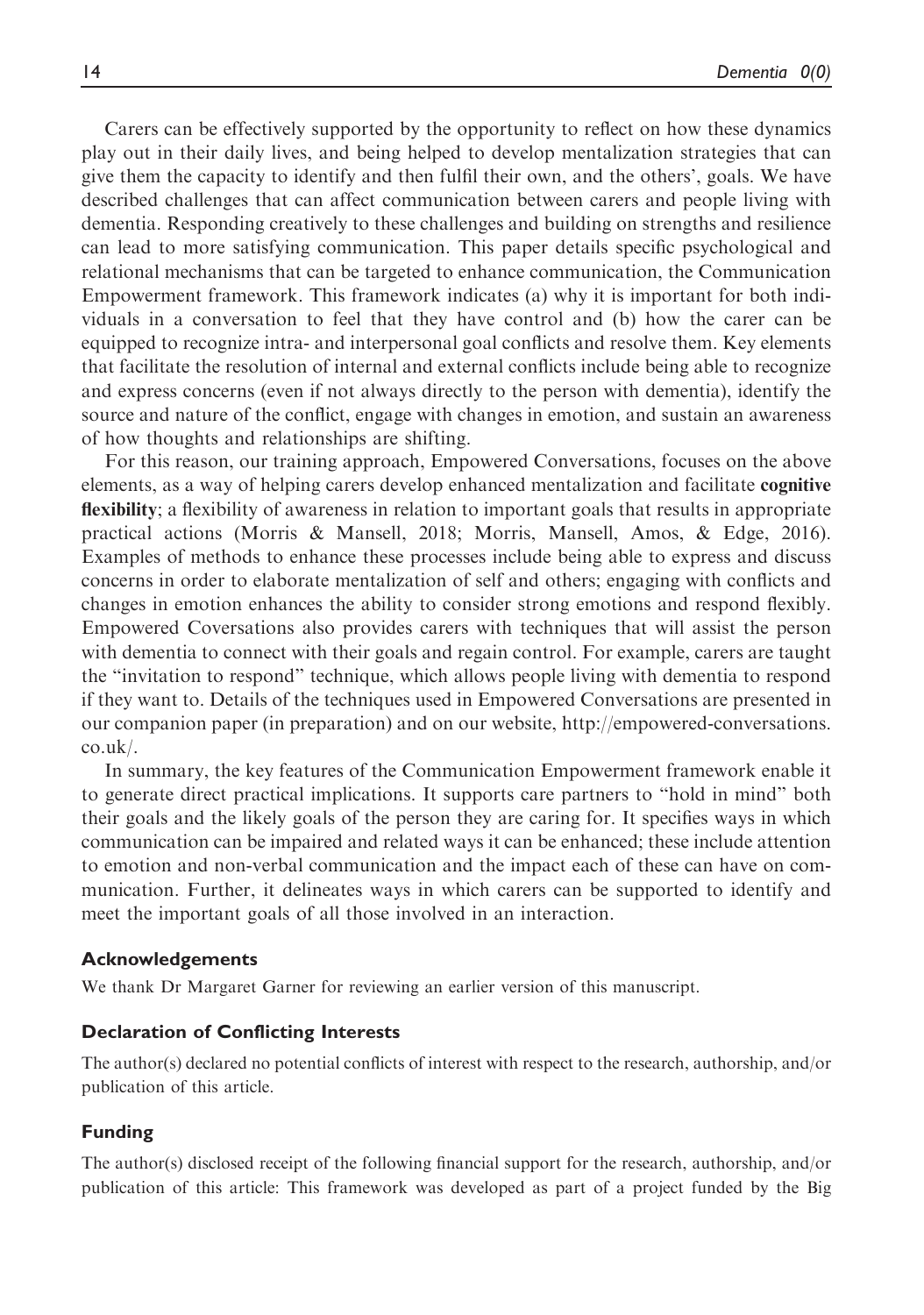Carers can be effectively supported by the opportunity to reflect on how these dynamics play out in their daily lives, and being helped to develop mentalization strategies that can give them the capacity to identify and then fulfil their own, and the others', goals. We have described challenges that can affect communication between carers and people living with dementia. Responding creatively to these challenges and building on strengths and resilience can lead to more satisfying communication. This paper details specific psychological and relational mechanisms that can be targeted to enhance communication, the Communication Empowerment framework. This framework indicates (a) why it is important for both individuals in a conversation to feel that they have control and (b) how the carer can be equipped to recognize intra- and interpersonal goal conflicts and resolve them. Key elements that facilitate the resolution of internal and external conflicts include being able to recognize and express concerns (even if not always directly to the person with dementia), identify the source and nature of the conflict, engage with changes in emotion, and sustain an awareness of how thoughts and relationships are shifting.

For this reason, our training approach, Empowered Conversations, focuses on the above elements, as a way of helping carers develop enhanced mentalization and facilitate **cognitive flexibility**; a flexibility of awareness in relation to important goals that results in appropriate practical actions (Morris & Mansell, 2018; Morris, Mansell, Amos, & Edge, 2016). Examples of methods to enhance these processes include being able to express and discuss concerns in order to elaborate mentalization of self and others; engaging with conflicts and changes in emotion enhances the ability to consider strong emotions and respond flexibly. Empowered Coversations also provides carers with techniques that will assist the person with dementia to connect with their goals and regain control. For example, carers are taught the "invitation to respond" technique, which allows people living with dementia to respond if they want to. Details of the techniques used in Empowered Conversations are presented in our companion paper (in preparation) and on our website, http://empowered-conversations.co.uk/.

In summary, the key features of the Communication Empowerment framework enable it to generate direct practical implications. It supports care partners to "hold in mind" both their goals and the likely goals of the person they are caring for. It specifies ways in which communication can be impaired and related ways it can be enhanced; these include attention to emotion and non-verbal communication and the impact each of these can have on communication. Further, it delineates ways in which carers can be supported to identify and meet the important goals of all those involved in an interaction.

## Acknowledgements

We thank Dr Margaret Garner for reviewing an earlier version of this manuscript.

## Declaration of Conflicting Interests

The author(s) declared no potential conflicts of interest with respect to the research, authorship, and/or publication of this article.

## Funding

The author(s) disclosed receipt of the following financial support for the research, authorship, and/or publication of this article: This framework was developed as part of a project funded by the Big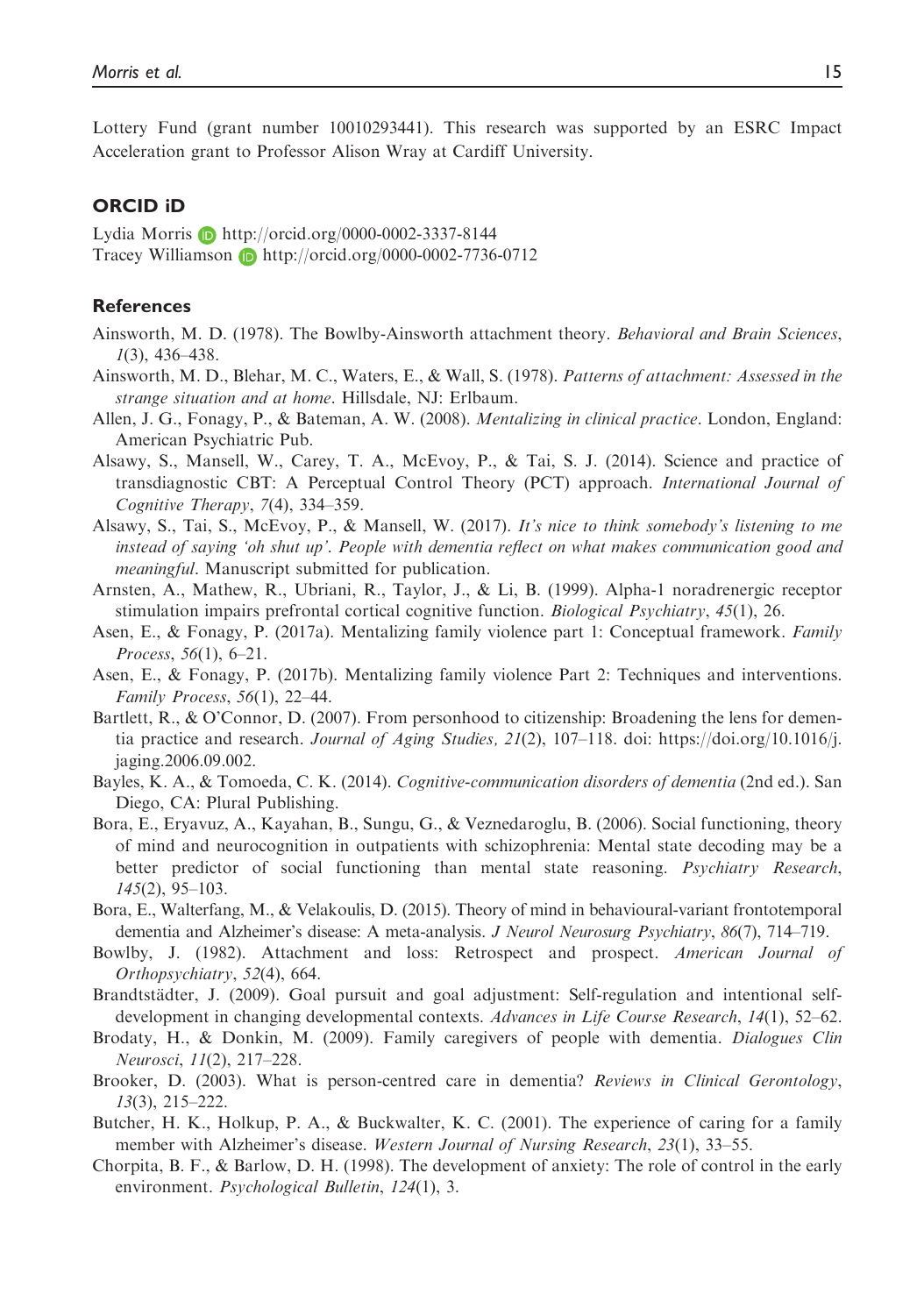Lottery Fund (grant number 10010293441). This research was supported by an ESRC Impact Acceleration grant to Professor Alison Wray at Cardiff University.

## ORCID iD

Lydia Morris http://orcid.org/0000-0002-3337-8144
Tracey Williamson http://orcid.org/0000-0002-7736-0712

## References

Ainsworth, M. D. (1978). The Bowlby-Ainsworth attachment theory. *Behavioral and Brain Sciences*, *1*(3), 436–438.

Ainsworth, M. D., Blehar, M. C., Waters, E., & Wall, S. (1978). *Patterns of attachment: Assessed in the strange situation and at home*. Hillsdale, NJ: Erlbaum.

Allen, J. G., Fonagy, P., & Bateman, A. W. (2008). *Mentalizing in clinical practice*. London, England: American Psychiatric Pub.

Alsawy, S., Mansell, W., Carey, T. A., McEvoy, P., & Tai, S. J. (2014). Science and practice of transdiagnostic CBT: A Perceptual Control Theory (PCT) approach. *International Journal of Cognitive Therapy*, *7*(4), 334–359.

Alsawy, S., Tai, S., McEvoy, P., & Mansell, W. (2017). *It's nice to think somebody's listening to me instead of saying 'oh shut up'. People with dementia reflect on what makes communication good and meaningful*. Manuscript submitted for publication.

Arnsten, A., Mathew, R., Ubriani, R., Taylor, J., & Li, B. (1999). Alpha-1 noradrenergic receptor stimulation impairs prefrontal cortical cognitive function. *Biological Psychiatry*, *45*(1), 26.

Asen, E., & Fonagy, P. (2017a). Mentalizing family violence part 1: Conceptual framework. *Family Process*, *56*(1), 6–21.

Asen, E., & Fonagy, P. (2017b). Mentalizing family violence Part 2: Techniques and interventions. *Family Process*, *56*(1), 22–44.

Bartlett, R., & O'Connor, D. (2007). From personhood to citizenship: Broadening the lens for dementia practice and research. *Journal of Aging Studies, 21*(2), 107–118. doi: https://doi.org/10.1016/j.jaging.2006.09.002.

Bayles, K. A., & Tomoeda, C. K. (2014). *Cognitive-communication disorders of dementia* (2nd ed.). San Diego, CA: Plural Publishing.

Bora, E., Eryavuz, A., Kayahan, B., Sungu, G., & Veznedaroglu, B. (2006). Social functioning, theory of mind and neurocognition in outpatients with schizophrenia: Mental state decoding may be a better predictor of social functioning than mental state reasoning. *Psychiatry Research*, *145*(2), 95–103.

Bora, E., Walterfang, M., & Velakoulis, D. (2015). Theory of mind in behavioural-variant frontotemporal dementia and Alzheimer's disease: A meta-analysis. *J Neurol Neurosurg Psychiatry*, *86*(7), 714–719.

Bowlby, J. (1982). Attachment and loss: Retrospect and prospect. *American Journal of Orthopsychiatry*, *52*(4), 664.

Brandtstädter, J. (2009). Goal pursuit and goal adjustment: Self-regulation and intentional self-development in changing developmental contexts. *Advances in Life Course Research*, *14*(1), 52–62.

Brodaty, H., & Donkin, M. (2009). Family caregivers of people with dementia. *Dialogues Clin Neurosci*, *11*(2), 217–228.

Brooker, D. (2003). What is person-centred care in dementia? *Reviews in Clinical Gerontology*, *13*(3), 215–222.

Butcher, H. K., Holkup, P. A., & Buckwalter, K. C. (2001). The experience of caring for a family member with Alzheimer's disease. *Western Journal of Nursing Research*, *23*(1), 33–55.

Chorpita, B. F., & Barlow, D. H. (1998). The development of anxiety: The role of control in the early environment. *Psychological Bulletin*, *124*(1), 3.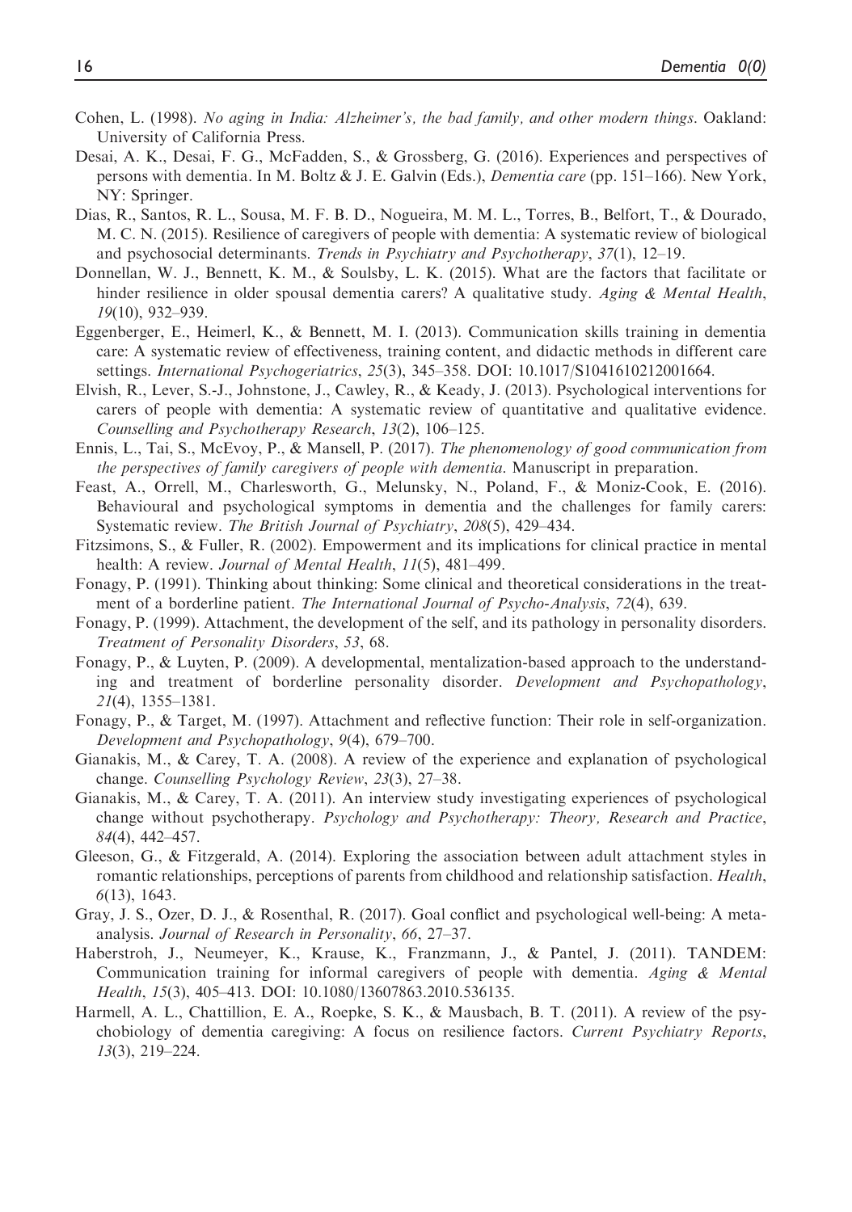Cohen, L. (1998). *No aging in India: Alzheimer's, the bad family, and other modern things*. Oakland: University of California Press.

Desai, A. K., Desai, F. G., McFadden, S., & Grossberg, G. (2016). Experiences and perspectives of persons with dementia. In M. Boltz & J. E. Galvin (Eds.), *Dementia care* (pp. 151–166). New York, NY: Springer.

Dias, R., Santos, R. L., Sousa, M. F. B. D., Nogueira, M. M. L., Torres, B., Belfort, T., & Dourado, M. C. N. (2015). Resilience of caregivers of people with dementia: A systematic review of biological and psychosocial determinants. *Trends in Psychiatry and Psychotherapy*, *37*(1), 12–19.

Donnellan, W. J., Bennett, K. M., & Soulsby, L. K. (2015). What are the factors that facilitate or hinder resilience in older spousal dementia carers? A qualitative study. *Aging & Mental Health*, *19*(10), 932–939.

Eggenberger, E., Heimerl, K., & Bennett, M. I. (2013). Communication skills training in dementia care: A systematic review of effectiveness, training content, and didactic methods in different care settings. *International Psychogeriatrics*, *25*(3), 345–358. DOI: 10.1017/S1041610212001664.

Elvish, R., Lever, S.-J., Johnstone, J., Cawley, R., & Keady, J. (2013). Psychological interventions for carers of people with dementia: A systematic review of quantitative and qualitative evidence. *Counselling and Psychotherapy Research*, *13*(2), 106–125.

Ennis, L., Tai, S., McEvoy, P., & Mansell, P. (2017). *The phenomenology of good communication from the perspectives of family caregivers of people with dementia*. Manuscript in preparation.

Feast, A., Orrell, M., Charlesworth, G., Melunsky, N., Poland, F., & Moniz-Cook, E. (2016). Behavioural and psychological symptoms in dementia and the challenges for family carers: Systematic review. *The British Journal of Psychiatry*, *208*(5), 429–434.

Fitzsimons, S., & Fuller, R. (2002). Empowerment and its implications for clinical practice in mental health: A review. *Journal of Mental Health*, *11*(5), 481–499.

Fonagy, P. (1991). Thinking about thinking: Some clinical and theoretical considerations in the treatment of a borderline patient. *The International Journal of Psycho-Analysis*, *72*(4), 639.

Fonagy, P. (1999). Attachment, the development of the self, and its pathology in personality disorders. *Treatment of Personality Disorders*, *53*, 68.

Fonagy, P., & Luyten, P. (2009). A developmental, mentalization-based approach to the understanding and treatment of borderline personality disorder. *Development and Psychopathology*, *21*(4), 1355–1381.

Fonagy, P., & Target, M. (1997). Attachment and reflective function: Their role in self-organization. *Development and Psychopathology*, *9*(4), 679–700.

Gianakis, M., & Carey, T. A. (2008). A review of the experience and explanation of psychological change. *Counselling Psychology Review*, *23*(3), 27–38.

Gianakis, M., & Carey, T. A. (2011). An interview study investigating experiences of psychological change without psychotherapy. *Psychology and Psychotherapy: Theory, Research and Practice*, *84*(4), 442–457.

Gleeson, G., & Fitzgerald, A. (2014). Exploring the association between adult attachment styles in romantic relationships, perceptions of parents from childhood and relationship satisfaction. *Health*, *6*(13), 1643.

Gray, J. S., Ozer, D. J., & Rosenthal, R. (2017). Goal conflict and psychological well-being: A meta-analysis. *Journal of Research in Personality*, *66*, 27–37.

Haberstroh, J., Neumeyer, K., Krause, K., Franzmann, J., & Pantel, J. (2011). TANDEM: Communication training for informal caregivers of people with dementia. *Aging & Mental Health*, *15*(3), 405–413. DOI: 10.1080/13607863.2010.536135.

Harmell, A. L., Chattillion, E. A., Roepke, S. K., & Mausbach, B. T. (2011). A review of the psychobiology of dementia caregiving: A focus on resilience factors. *Current Psychiatry Reports*, *13*(3), 219–224.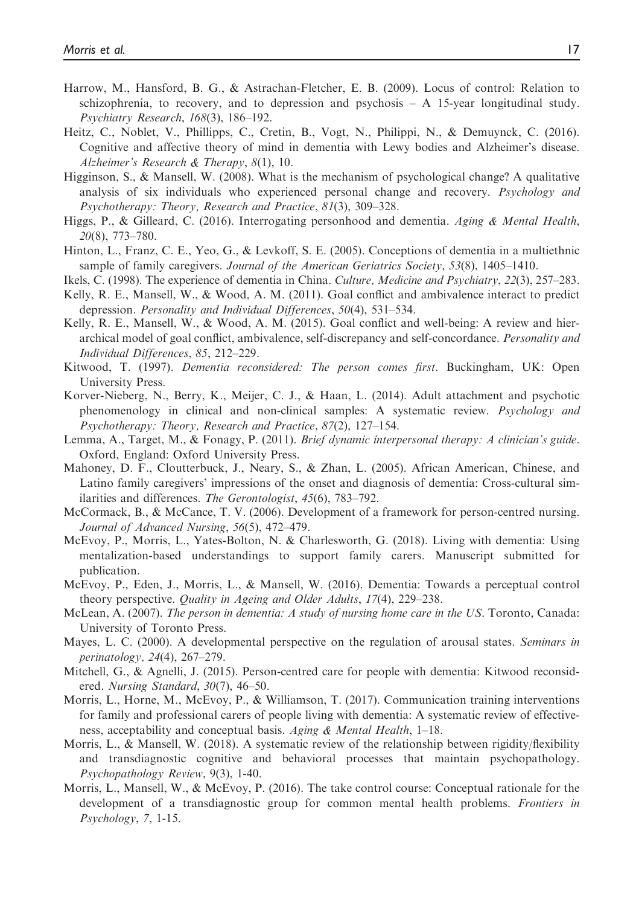Harrow, M., Hansford, B. G., & Astrachan-Fletcher, E. B. (2009). Locus of control: Relation to schizophrenia, to recovery, and to depression and psychosis – A 15-year longitudinal study. *Psychiatry Research*, *168*(3), 186–192.

Heitz, C., Noblet, V., Phillipps, C., Cretin, B., Vogt, N., Philippi, N., & Demuynck, C. (2016). Cognitive and affective theory of mind in dementia with Lewy bodies and Alzheimer's disease. *Alzheimer's Research & Therapy*, *8*(1), 10.

Higginson, S., & Mansell, W. (2008). What is the mechanism of psychological change? A qualitative analysis of six individuals who experienced personal change and recovery. *Psychology and Psychotherapy: Theory, Research and Practice*, *81*(3), 309–328.

Higgs, P., & Gilleard, C. (2016). Interrogating personhood and dementia. *Aging & Mental Health*, *20*(8), 773–780.

Hinton, L., Franz, C. E., Yeo, G., & Levkoff, S. E. (2005). Conceptions of dementia in a multiethnic sample of family caregivers. *Journal of the American Geriatrics Society*, *53*(8), 1405–1410.

Ikels, C. (1998). The experience of dementia in China. *Culture, Medicine and Psychiatry*, *22*(3), 257–283.

Kelly, R. E., Mansell, W., & Wood, A. M. (2011). Goal conflict and ambivalence interact to predict depression. *Personality and Individual Differences*, *50*(4), 531–534.

Kelly, R. E., Mansell, W., & Wood, A. M. (2015). Goal conflict and well-being: A review and hierarchical model of goal conflict, ambivalence, self-discrepancy and self-concordance. *Personality and Individual Differences*, *85*, 212–229.

Kitwood, T. (1997). *Dementia reconsidered: The person comes first*. Buckingham, UK: Open University Press.

Korver-Nieberg, N., Berry, K., Meijer, C. J., & Haan, L. (2014). Adult attachment and psychotic phenomenology in clinical and non-clinical samples: A systematic review. *Psychology and Psychotherapy: Theory, Research and Practice*, *87*(2), 127–154.

Lemma, A., Target, M., & Fonagy, P. (2011). *Brief dynamic interpersonal therapy: A clinician's guide*. Oxford, England: Oxford University Press.

Mahoney, D. F., Cloutterbuck, J., Neary, S., & Zhan, L. (2005). African American, Chinese, and Latino family caregivers' impressions of the onset and diagnosis of dementia: Cross-cultural similarities and differences. *The Gerontologist*, *45*(6), 783–792.

McCormack, B., & McCance, T. V. (2006). Development of a framework for person-centred nursing. *Journal of Advanced Nursing*, *56*(5), 472–479.

McEvoy, P., Morris, L., Yates-Bolton, N. & Charlesworth, G. (2018). Living with dementia: Using mentalization-based understandings to support family carers. Manuscript submitted for publication.

McEvoy, P., Eden, J., Morris, L., & Mansell, W. (2016). Dementia: Towards a perceptual control theory perspective. *Quality in Ageing and Older Adults*, *17*(4), 229–238.

McLean, A. (2007). *The person in dementia: A study of nursing home care in the US*. Toronto, Canada: University of Toronto Press.

Mayes, L. C. (2000). A developmental perspective on the regulation of arousal states. *Seminars in perinatology*, *24*(4), 267–279.

Mitchell, G., & Agnelli, J. (2015). Person-centred care for people with dementia: Kitwood reconsidered. *Nursing Standard*, *30*(7), 46–50.

Morris, L., Horne, M., McEvoy, P., & Williamson, T. (2017). Communication training interventions for family and professional carers of people living with dementia: A systematic review of effectiveness, acceptability and conceptual basis. *Aging & Mental Health*, 1–18.

Morris, L., & Mansell, W. (2018). A systematic review of the relationship between rigidity/flexibility and transdiagnostic cognitive and behavioral processes that maintain psychopathology. *Psychopathology Review*, 9(3), 1-40.

Morris, L., Mansell, W., & McEvoy, P. (2016). The take control course: Conceptual rationale for the development of a transdiagnostic group for common mental health problems. *Frontiers in Psychology*, *7*, 1-15.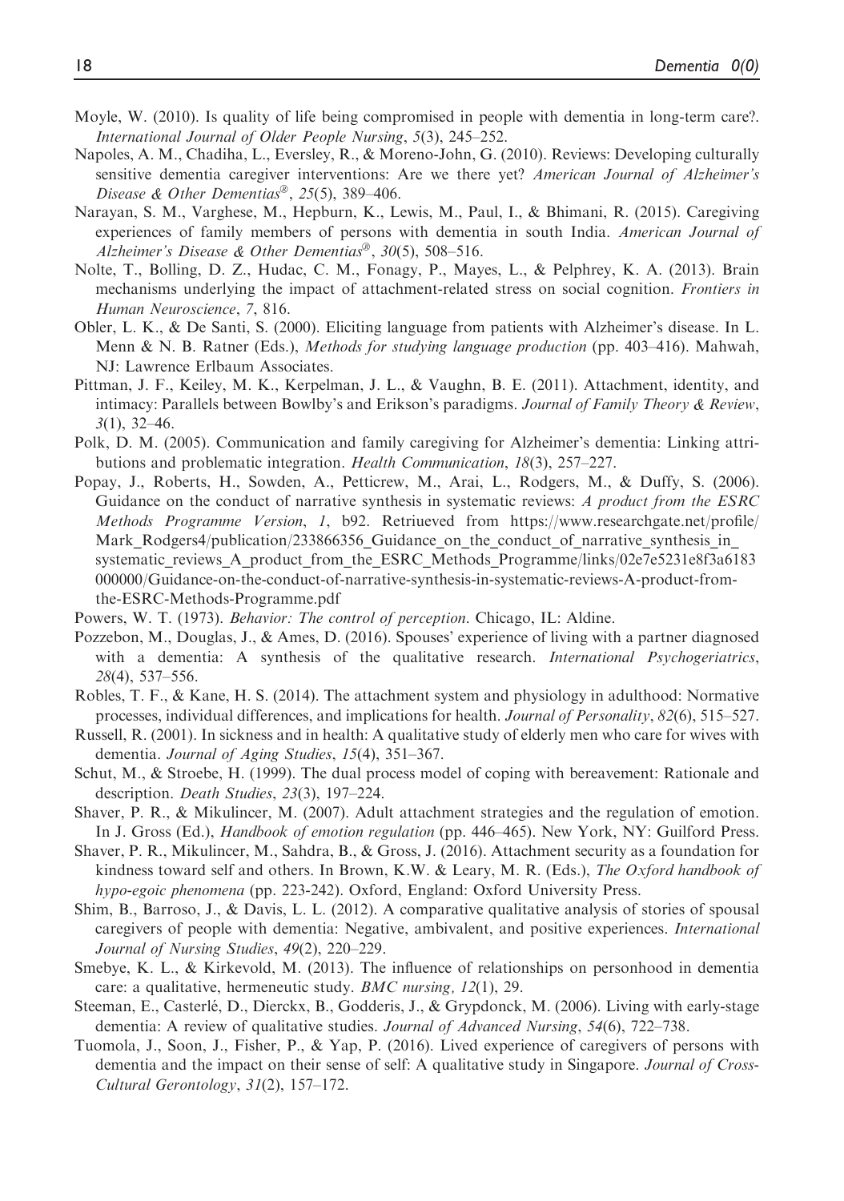Moyle, W. (2010). Is quality of life being compromised in people with dementia in long-term care?. *International Journal of Older People Nursing*, *5*(3), 245–252.

Napoles, A. M., Chadiha, L., Eversley, R., & Moreno-John, G. (2010). Reviews: Developing culturally sensitive dementia caregiver interventions: Are we there yet? *American Journal of Alzheimer's Disease & Other Dementias®*, *25*(5), 389–406.

Narayan, S. M., Varghese, M., Hepburn, K., Lewis, M., Paul, I., & Bhimani, R. (2015). Caregiving experiences of family members of persons with dementia in south India. *American Journal of Alzheimer's Disease & Other Dementias®*, *30*(5), 508–516.

Nolte, T., Bolling, D. Z., Hudac, C. M., Fonagy, P., Mayes, L., & Pelphrey, K. A. (2013). Brain mechanisms underlying the impact of attachment-related stress on social cognition. *Frontiers in Human Neuroscience*, *7*, 816.

Obler, L. K., & De Santi, S. (2000). Eliciting language from patients with Alzheimer's disease. In L. Menn & N. B. Ratner (Eds.), *Methods for studying language production* (pp. 403–416). Mahwah, NJ: Lawrence Erlbaum Associates.

Pittman, J. F., Keiley, M. K., Kerpelman, J. L., & Vaughn, B. E. (2011). Attachment, identity, and intimacy: Parallels between Bowlby's and Erikson's paradigms. *Journal of Family Theory & Review*, *3*(1), 32–46.

Polk, D. M. (2005). Communication and family caregiving for Alzheimer's dementia: Linking attributions and problematic integration. *Health Communication*, *18*(3), 257–227.

Popay, J., Roberts, H., Sowden, A., Petticrew, M., Arai, L., Rodgers, M., & Duffy, S. (2006). Guidance on the conduct of narrative synthesis in systematic reviews: *A product from the ESRC Methods Programme Version*, *1*, b92. Retriueved from https://www.researchgate.net/profile/Mark_Rodgers4/publication/233866356_Guidance_on_the_conduct_of_narrative_synthesis_in_systematic_reviews_A_product_from_the_ESRC_Methods_Programme/links/02e7e5231e8f3a6183000000/Guidance-on-the-conduct-of-narrative-synthesis-in-systematic-reviews-A-product-from-the-ESRC-Methods-Programme.pdf

Powers, W. T. (1973). *Behavior: The control of perception*. Chicago, IL: Aldine.

Pozzebon, M., Douglas, J., & Ames, D. (2016). Spouses' experience of living with a partner diagnosed with a dementia: A synthesis of the qualitative research. *International Psychogeriatrics*, *28*(4), 537–556.

Robles, T. F., & Kane, H. S. (2014). The attachment system and physiology in adulthood: Normative processes, individual differences, and implications for health. *Journal of Personality*, *82*(6), 515–527.

Russell, R. (2001). In sickness and in health: A qualitative study of elderly men who care for wives with dementia. *Journal of Aging Studies*, *15*(4), 351–367.

Schut, M., & Stroebe, H. (1999). The dual process model of coping with bereavement: Rationale and description. *Death Studies*, *23*(3), 197–224.

Shaver, P. R., & Mikulincer, M. (2007). Adult attachment strategies and the regulation of emotion. In J. Gross (Ed.), *Handbook of emotion regulation* (pp. 446–465). New York, NY: Guilford Press.

Shaver, P. R., Mikulincer, M., Sahdra, B., & Gross, J. (2016). Attachment security as a foundation for kindness toward self and others. In Brown, K.W. & Leary, M. R. (Eds.), *The Oxford handbook of hypo-egoic phenomena* (pp. 223-242). Oxford, England: Oxford University Press.

Shim, B., Barroso, J., & Davis, L. L. (2012). A comparative qualitative analysis of stories of spousal caregivers of people with dementia: Negative, ambivalent, and positive experiences. *International Journal of Nursing Studies*, *49*(2), 220–229.

Smebye, K. L., & Kirkevold, M. (2013). The influence of relationships on personhood in dementia care: a qualitative, hermeneutic study. *BMC nursing, 12*(1), 29.

Steeman, E., Casterlé, D., Dierckx, B., Godderis, J., & Grypdonck, M. (2006). Living with early-stage dementia: A review of qualitative studies. *Journal of Advanced Nursing*, *54*(6), 722–738.

Tuomola, J., Soon, J., Fisher, P., & Yap, P. (2016). Lived experience of caregivers of persons with dementia and the impact on their sense of self: A qualitative study in Singapore. *Journal of Cross-Cultural Gerontology*, *31*(2), 157–172.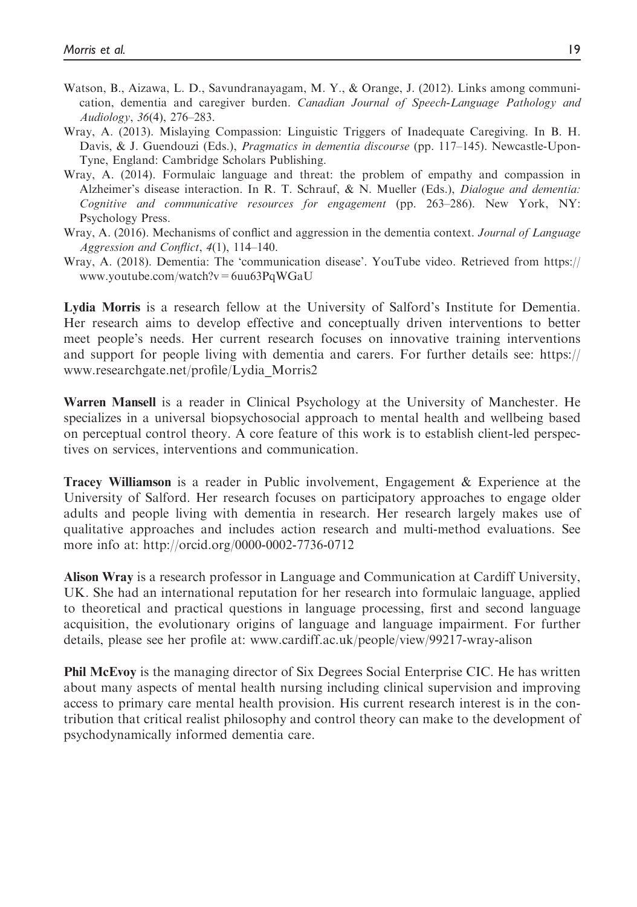Watson, B., Aizawa, L. D., Savundranayagam, M. Y., & Orange, J. (2012). Links among communication, dementia and caregiver burden. *Canadian Journal of Speech-Language Pathology and Audiology*, *36*(4), 276–283.

Wray, A. (2013). Mislaying Compassion: Linguistic Triggers of Inadequate Caregiving. In B. H. Davis, & J. Guendouzi (Eds.), *Pragmatics in dementia discourse* (pp. 117–145). Newcastle-Upon-Tyne, England: Cambridge Scholars Publishing.

Wray, A. (2014). Formulaic language and threat: the problem of empathy and compassion in Alzheimer's disease interaction. In R. T. Schrauf, & N. Mueller (Eds.), *Dialogue and dementia: Cognitive and communicative resources for engagement* (pp. 263–286). New York, NY: Psychology Press.

Wray, A. (2016). Mechanisms of conflict and aggression in the dementia context. *Journal of Language Aggression and Conflict*, *4*(1), 114–140.

Wray, A. (2018). Dementia: The 'communication disease'. YouTube video. Retrieved from https://www.youtube.com/watch?v=6uu63PqWGaU

**Lydia Morris** is a research fellow at the University of Salford's Institute for Dementia. Her research aims to develop effective and conceptually driven interventions to better meet people's needs. Her current research focuses on innovative training interventions and support for people living with dementia and carers. For further details see: https://www.researchgate.net/profile/Lydia_Morris2

**Warren Mansell** is a reader in Clinical Psychology at the University of Manchester. He specializes in a universal biopsychosocial approach to mental health and wellbeing based on perceptual control theory. A core feature of this work is to establish client-led perspectives on services, interventions and communication.

**Tracey Williamson** is a reader in Public involvement, Engagement & Experience at the University of Salford. Her research focuses on participatory approaches to engage older adults and people living with dementia in research. Her research largely makes use of qualitative approaches and includes action research and multi-method evaluations. See more info at: http://orcid.org/0000-0002-7736-0712

**Alison Wray** is a research professor in Language and Communication at Cardiff University, UK. She had an international reputation for her research into formulaic language, applied to theoretical and practical questions in language processing, first and second language acquisition, the evolutionary origins of language and language impairment. For further details, please see her profile at: www.cardiff.ac.uk/people/view/99217-wray-alison

**Phil McEvoy** is the managing director of Six Degrees Social Enterprise CIC. He has written about many aspects of mental health nursing including clinical supervision and improving access to primary care mental health provision. His current research interest is in the contribution that critical realist philosophy and control theory can make to the development of psychodynamically informed dementia care.